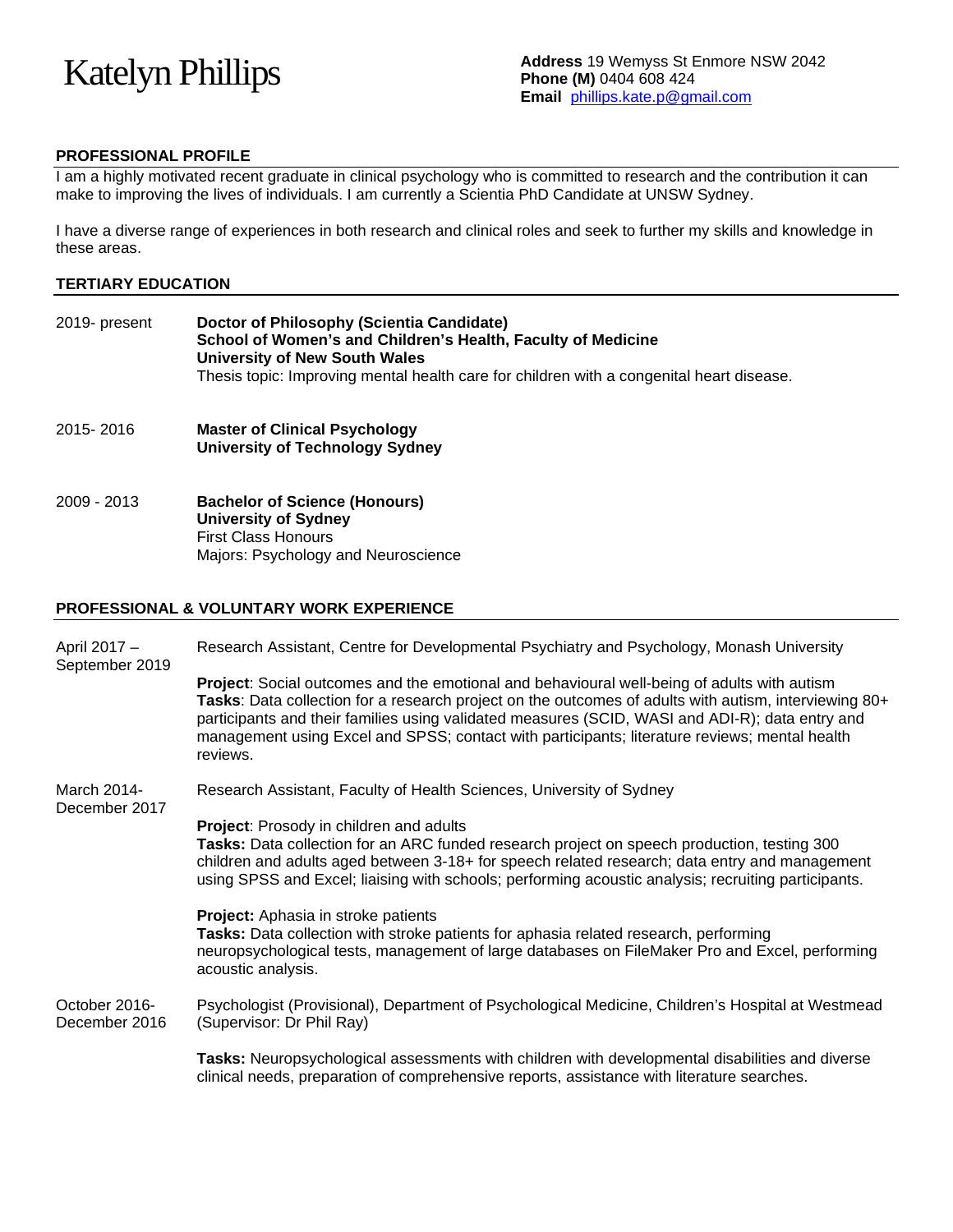# Katelyn Phillips

**Address** 19 Wemyss St Enmore NSW 2042
**Phone (M)** 0404 608 424
**Email** phillips.kate.p@gmail.com

## PROFESSIONAL PROFILE

I am a highly motivated recent graduate in clinical psychology who is committed to research and the contribution it can make to improving the lives of individuals. I am currently a Scientia PhD Candidate at UNSW Sydney.

I have a diverse range of experiences in both research and clinical roles and seek to further my skills and knowledge in these areas.

## TERTIARY EDUCATION

2019- present
**Doctor of Philosophy (Scientia Candidate)**
**School of Women's and Children's Health, Faculty of Medicine**
**University of New South Wales**
Thesis topic: Improving mental health care for children with a congenital heart disease.

2015- 2016
**Master of Clinical Psychology**
**University of Technology Sydney**

2009 - 2013
**Bachelor of Science (Honours)**
**University of Sydney**
First Class Honours
Majors: Psychology and Neuroscience

## PROFESSIONAL & VOLUNTARY WORK EXPERIENCE

April 2017 – September 2019
Research Assistant, Centre for Developmental Psychiatry and Psychology, Monash University

**Project**: Social outcomes and the emotional and behavioural well-being of adults with autism
**Tasks**: Data collection for a research project on the outcomes of adults with autism, interviewing 80+ participants and their families using validated measures (SCID, WASI and ADI-R); data entry and management using Excel and SPSS; contact with participants; literature reviews; mental health reviews.

March 2014- December 2017
Research Assistant, Faculty of Health Sciences, University of Sydney

**Project**: Prosody in children and adults
**Tasks:** Data collection for an ARC funded research project on speech production, testing 300 children and adults aged between 3-18+ for speech related research; data entry and management using SPSS and Excel; liaising with schools; performing acoustic analysis; recruiting participants.

**Project:** Aphasia in stroke patients
**Tasks:** Data collection with stroke patients for aphasia related research, performing neuropsychological tests, management of large databases on FileMaker Pro and Excel, performing acoustic analysis.

October 2016- December 2016
Psychologist (Provisional), Department of Psychological Medicine, Children's Hospital at Westmead (Supervisor: Dr Phil Ray)

**Tasks:** Neuropsychological assessments with children with developmental disabilities and diverse clinical needs, preparation of comprehensive reports, assistance with literature searches.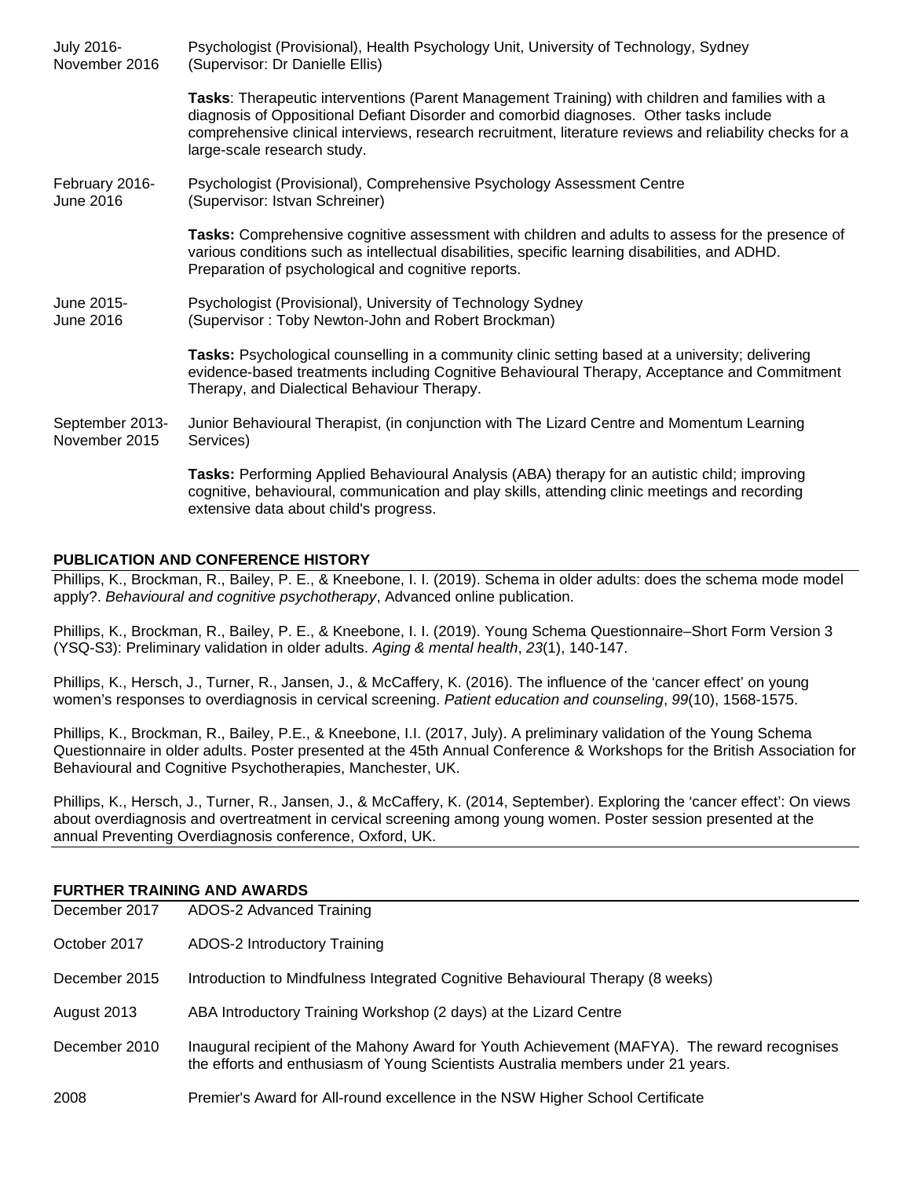July 2016- November 2016 — Psychologist (Provisional), Health Psychology Unit, University of Technology, Sydney (Supervisor: Dr Danielle Ellis)

**Tasks**: Therapeutic interventions (Parent Management Training) with children and families with a diagnosis of Oppositional Defiant Disorder and comorbid diagnoses. Other tasks include comprehensive clinical interviews, research recruitment, literature reviews and reliability checks for a large-scale research study.

February 2016- June 2016 — Psychologist (Provisional), Comprehensive Psychology Assessment Centre (Supervisor: Istvan Schreiner)

**Tasks:** Comprehensive cognitive assessment with children and adults to assess for the presence of various conditions such as intellectual disabilities, specific learning disabilities, and ADHD. Preparation of psychological and cognitive reports.

June 2015- June 2016 — Psychologist (Provisional), University of Technology Sydney (Supervisor : Toby Newton-John and Robert Brockman)

**Tasks:** Psychological counselling in a community clinic setting based at a university; delivering evidence-based treatments including Cognitive Behavioural Therapy, Acceptance and Commitment Therapy, and Dialectical Behaviour Therapy.

September 2013- November 2015 — Junior Behavioural Therapist, (in conjunction with The Lizard Centre and Momentum Learning Services)

**Tasks:** Performing Applied Behavioural Analysis (ABA) therapy for an autistic child; improving cognitive, behavioural, communication and play skills, attending clinic meetings and recording extensive data about child's progress.

## PUBLICATION AND CONFERENCE HISTORY

Phillips, K., Brockman, R., Bailey, P. E., & Kneebone, I. I. (2019). Schema in older adults: does the schema mode model apply?. *Behavioural and cognitive psychotherapy*, Advanced online publication.

Phillips, K., Brockman, R., Bailey, P. E., & Kneebone, I. I. (2019). Young Schema Questionnaire–Short Form Version 3 (YSQ-S3): Preliminary validation in older adults. *Aging & mental health*, *23*(1), 140-147.

Phillips, K., Hersch, J., Turner, R., Jansen, J., & McCaffery, K. (2016). The influence of the 'cancer effect' on young women's responses to overdiagnosis in cervical screening. *Patient education and counseling*, *99*(10), 1568-1575.

Phillips, K., Brockman, R., Bailey, P.E., & Kneebone, I.I. (2017, July). A preliminary validation of the Young Schema Questionnaire in older adults. Poster presented at the 45th Annual Conference & Workshops for the British Association for Behavioural and Cognitive Psychotherapies, Manchester, UK.

Phillips, K., Hersch, J., Turner, R., Jansen, J., & McCaffery, K. (2014, September). Exploring the 'cancer effect': On views about overdiagnosis and overtreatment in cervical screening among young women. Poster session presented at the annual Preventing Overdiagnosis conference, Oxford, UK.

## FURTHER TRAINING AND AWARDS

December 2017 — ADOS-2 Advanced Training

October 2017 — ADOS-2 Introductory Training

December 2015 — Introduction to Mindfulness Integrated Cognitive Behavioural Therapy (8 weeks)

August 2013 — ABA Introductory Training Workshop (2 days) at the Lizard Centre

December 2010 — Inaugural recipient of the Mahony Award for Youth Achievement (MAFYA). The reward recognises the efforts and enthusiasm of Young Scientists Australia members under 21 years.

2008 — Premier's Award for All-round excellence in the NSW Higher School Certificate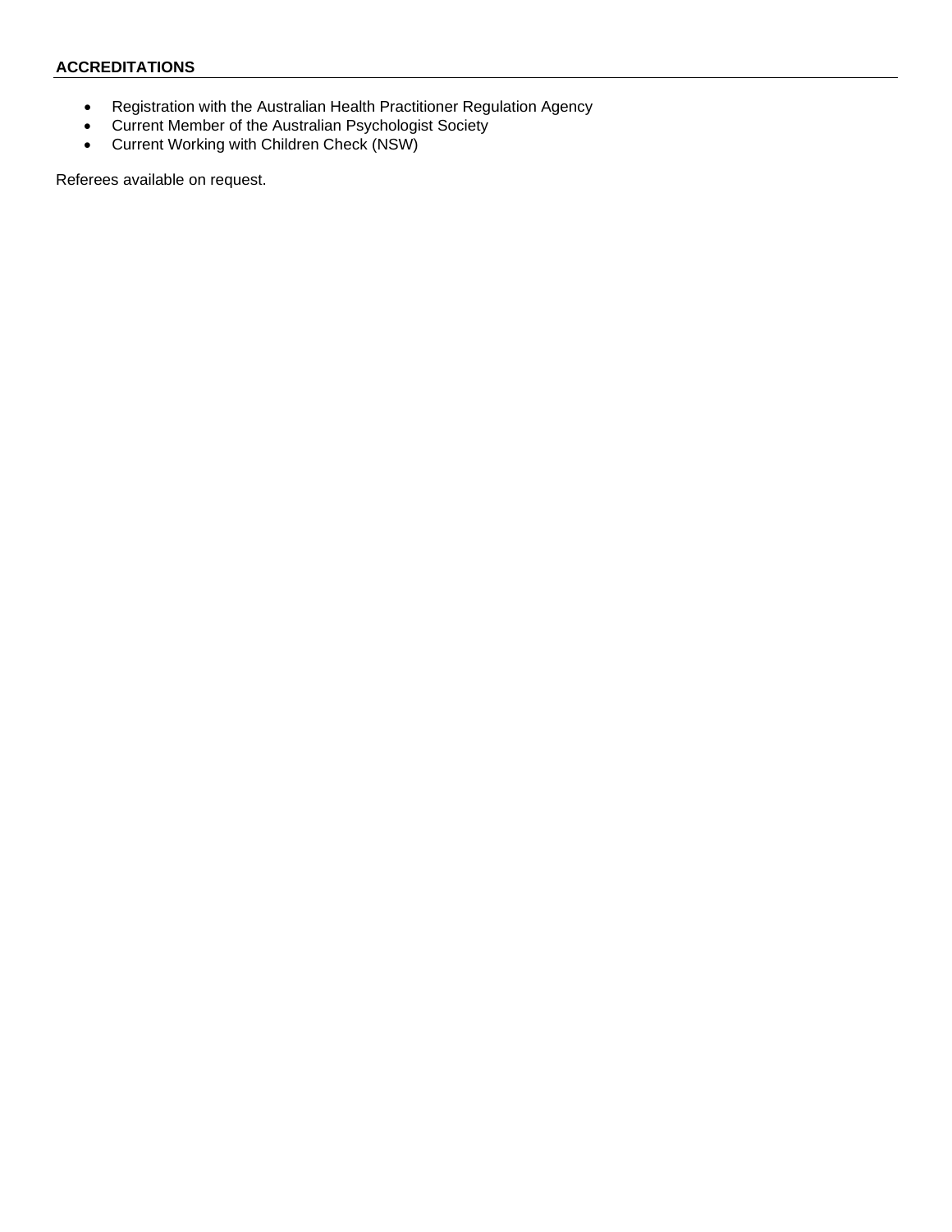**ACCREDITATIONS**

- Registration with the Australian Health Practitioner Regulation Agency
- Current Member of the Australian Psychologist Society
- Current Working with Children Check (NSW)

Referees available on request.